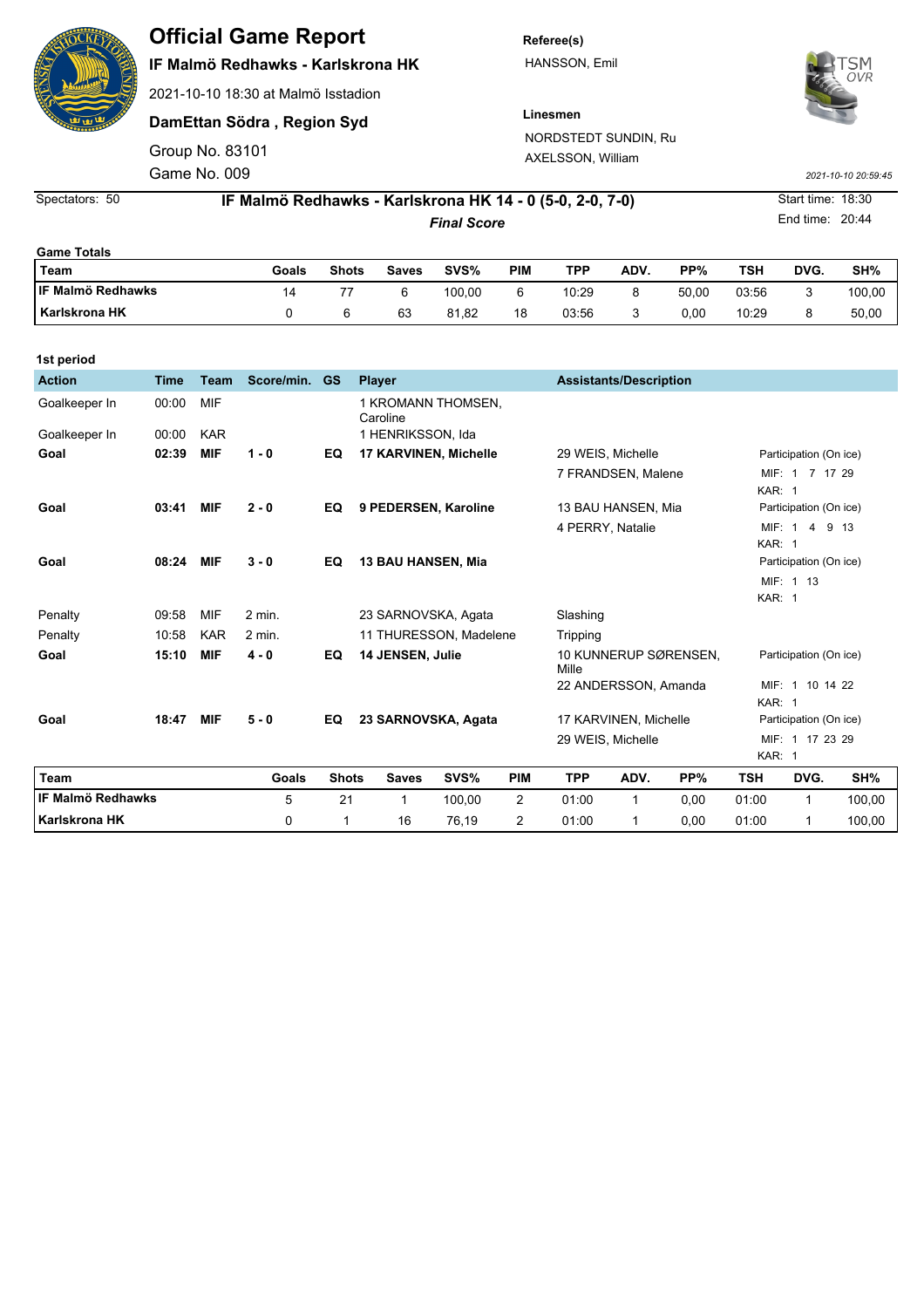# Official Game Report

**IF Malmö Redhawks - Karlskrona HK**

2021-10-10 18:30 at Malmö Isstadion

**DamEttan Södra , Region Syd**

Group No. 83101

Game No. 009

**Referee(s)**

HANSSON, Emil

**Linesmen**

NORDSTEDT SUNDIN, Ru

AXELSSON, William

2021-10-10 20:59:45

Spectators: 50

**IF Malmö Redhawks - Karlskrona HK 14 - 0 (5-0, 2-0, 7-0)**

***Final Score***

Start time: 18:30

End time: 20:44

**Game Totals**

| Team | Goals | Shots | Saves | SVS% | PIM | TPP | ADV. | PP% | TSH | DVG. | SH% |
|---|---|---|---|---|---|---|---|---|---|---|---|
| **IF Malmö Redhawks** | 14 | 77 | 6 | 100,00 | 6 | 10:29 | 8 | 50,00 | 03:56 | 3 | 100,00 |
| **Karlskrona HK** | 0 | 6 | 63 | 81,82 | 18 | 03:56 | 3 | 0,00 | 10:29 | 8 | 50,00 |

**1st period**

| Action | Time | Team | Score/min. | GS | Player | Assistants/Description | |
|---|---|---|---|---|---|---|---|
| Goalkeeper In | 00:00 | MIF | | | 1 KROMANN THOMSEN, Caroline | | |
| Goalkeeper In | 00:00 | KAR | | | 1 HENRIKSSON, Ida | | |
| **Goal** | **02:39** | **MIF** | **1 - 0** | **EQ** | **17 KARVINEN, Michelle** | 29 WEIS, Michelle<br>7 FRANDSEN, Malene | Participation (On ice)<br>MIF: 1 7 17 29<br>KAR: 1 |
| **Goal** | **03:41** | **MIF** | **2 - 0** | **EQ** | **9 PEDERSEN, Karoline** | 13 BAU HANSEN, Mia<br>4 PERRY, Natalie | Participation (On ice)<br>MIF: 1 4 9 13<br>KAR: 1 |
| **Goal** | **08:24** | **MIF** | **3 - 0** | **EQ** | **13 BAU HANSEN, Mia** | | Participation (On ice)<br>MIF: 1 13<br>KAR: 1 |
| Penalty | 09:58 | MIF | 2 min. | | 23 SARNOVSKA, Agata | Slashing | |
| Penalty | 10:58 | KAR | 2 min. | | 11 THURESSON, Madelene | Tripping | |
| **Goal** | **15:10** | **MIF** | **4 - 0** | **EQ** | **14 JENSEN, Julie** | 10 KUNNERUP SØRENSEN, Mille<br>22 ANDERSSON, Amanda | Participation (On ice)<br>MIF: 1 10 14 22<br>KAR: 1 |
| **Goal** | **18:47** | **MIF** | **5 - 0** | **EQ** | **23 SARNOVSKA, Agata** | 17 KARVINEN, Michelle<br>29 WEIS, Michelle | Participation (On ice)<br>MIF: 1 17 23 29<br>KAR: 1 |

| Team | Goals | Shots | Saves | SVS% | PIM | TPP | ADV. | PP% | TSH | DVG. | SH% |
|---|---|---|---|---|---|---|---|---|---|---|---|
| **IF Malmö Redhawks** | 5 | 21 | 1 | 100,00 | 2 | 01:00 | 1 | 0,00 | 01:00 | 1 | 100,00 |
| **Karlskrona HK** | 0 | 1 | 16 | 76,19 | 2 | 01:00 | 1 | 0,00 | 01:00 | 1 | 100,00 |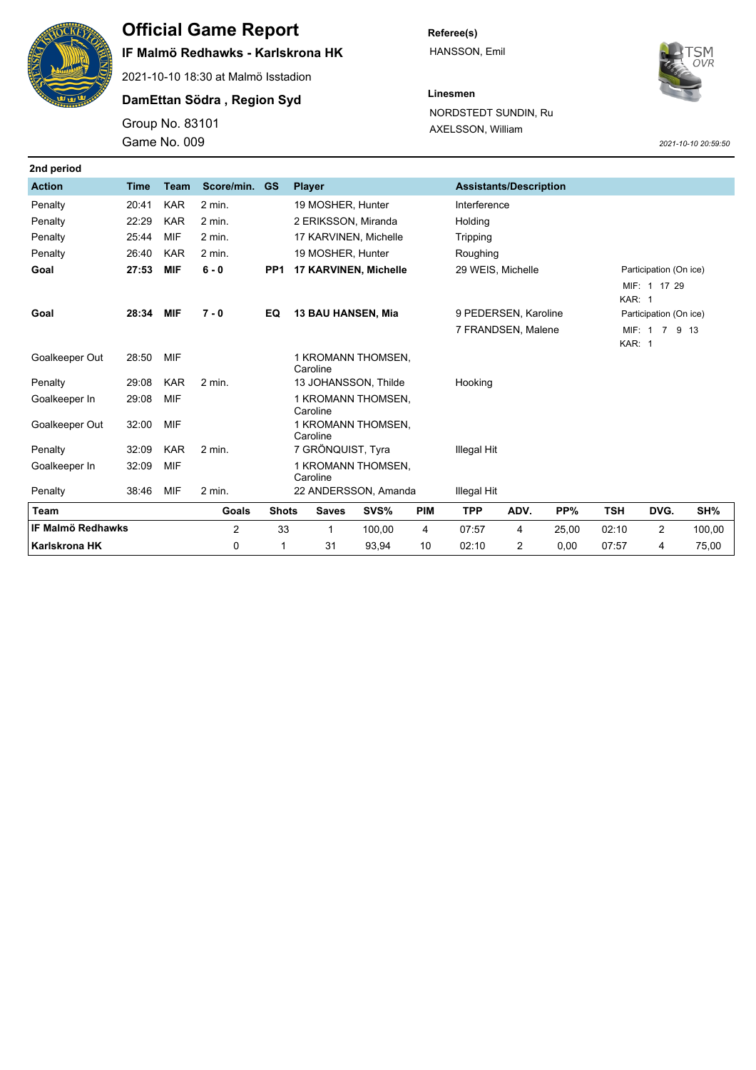# Official Game Report

**IF Malmö Redhawks - Karlskrona HK**

2021-10-10 18:30 at Malmö Isstadion

**DamEttan Södra , Region Syd**

Group No. 83101

Game No. 009

**Referee(s)**

HANSSON, Emil

**Linesmen**

NORDSTEDT SUNDIN, Ru

AXELSSON, William

*2021-10-10 20:59:50*

**2nd period**

| Action | Time | Team | Score/min. | GS | Player | Assistants/Description | |
|---|---|---|---|---|---|---|---|
| Penalty | 20:41 | KAR | 2 min. | | 19 MOSHER, Hunter | Interference | |
| Penalty | 22:29 | KAR | 2 min. | | 2 ERIKSSON, Miranda | Holding | |
| Penalty | 25:44 | MIF | 2 min. | | 17 KARVINEN, Michelle | Tripping | |
| Penalty | 26:40 | KAR | 2 min. | | 19 MOSHER, Hunter | Roughing | |
| **Goal** | **27:53** | **MIF** | **6 - 0** | **PP1** | **17 KARVINEN, Michelle** | 29 WEIS, Michelle | Participation (On ice) MIF: 1 17 29 KAR: 1 |
| **Goal** | **28:34** | **MIF** | **7 - 0** | **EQ** | **13 BAU HANSEN, Mia** | 9 PEDERSEN, Karoline<br>7 FRANDSEN, Malene | Participation (On ice) MIF: 1 7 9 13 KAR: 1 |
| Goalkeeper Out | 28:50 | MIF | | | 1 KROMANN THOMSEN, Caroline | | |
| Penalty | 29:08 | KAR | 2 min. | | 13 JOHANSSON, Thilde | Hooking | |
| Goalkeeper In | 29:08 | MIF | | | 1 KROMANN THOMSEN, Caroline | | |
| Goalkeeper Out | 32:00 | MIF | | | 1 KROMANN THOMSEN, Caroline | | |
| Penalty | 32:09 | KAR | 2 min. | | 7 GRÖNQUIST, Tyra | Illegal Hit | |
| Goalkeeper In | 32:09 | MIF | | | 1 KROMANN THOMSEN, Caroline | | |
| Penalty | 38:46 | MIF | 2 min. | | 22 ANDERSSON, Amanda | Illegal Hit | |

| Team | Goals | Shots | Saves | SVS% | PIM | TPP | ADV. | PP% | TSH | DVG. | SH% |
|---|---|---|---|---|---|---|---|---|---|---|---|
| **IF Malmö Redhawks** | 2 | 33 | 1 | 100,00 | 4 | 07:57 | 4 | 25,00 | 02:10 | 2 | 100,00 |
| **Karlskrona HK** | 0 | 1 | 31 | 93,94 | 10 | 02:10 | 2 | 0,00 | 07:57 | 4 | 75,00 |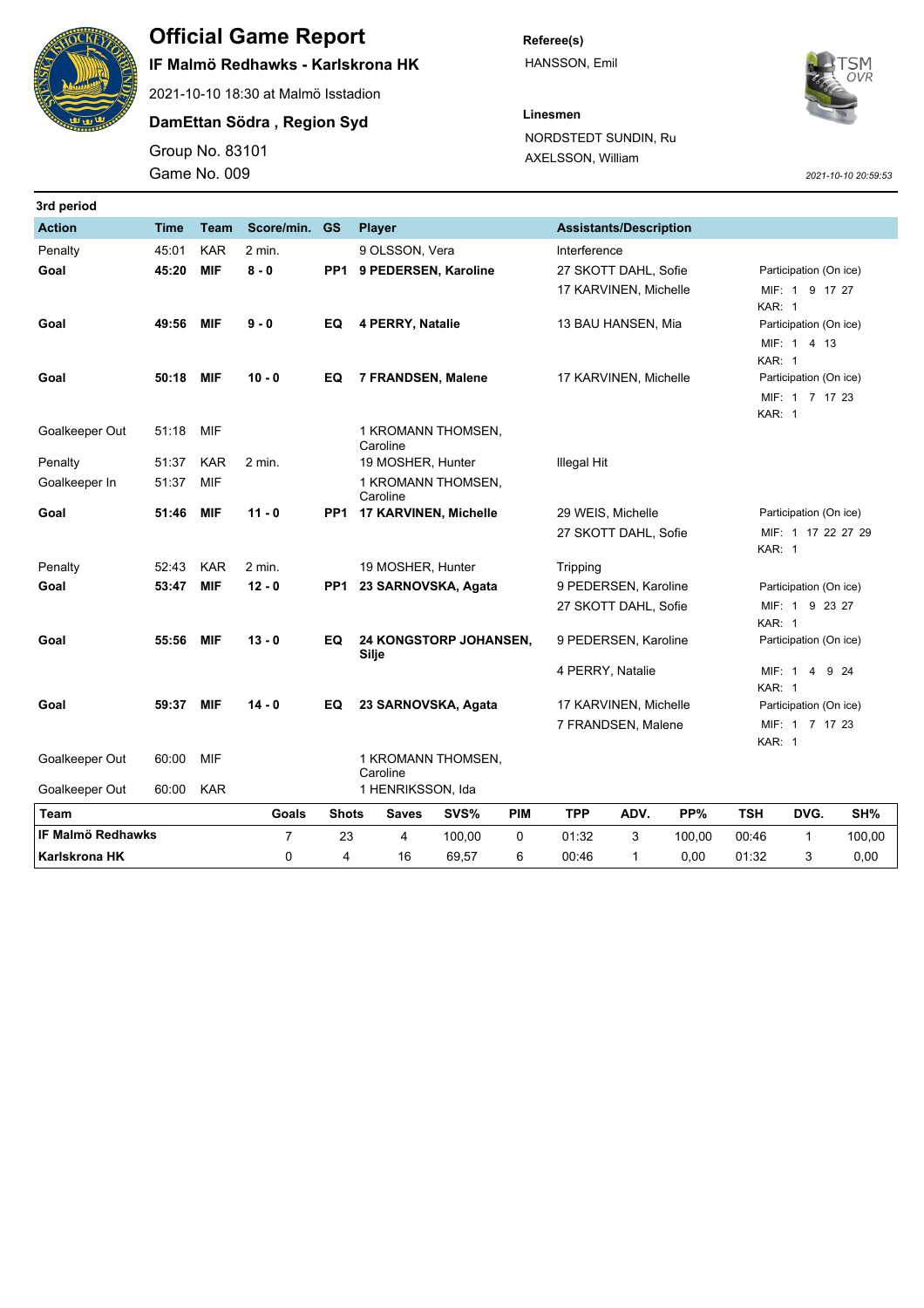# Official Game Report

**IF Malmö Redhawks - Karlskrona HK**

2021-10-10 18:30 at Malmö Isstadion

**DamEttan Södra , Region Syd**

Group No. 83101

Game No. 009

**Referee(s)**

HANSSON, Emil

**Linesmen**

NORDSTEDT SUNDIN, Ru

AXELSSON, William

*2021-10-10 20:59:53*

**3rd period**

| Action | Time | Team | Score/min. | GS | Player | Assistants/Description | |
|---|---|---|---|---|---|---|---|
| Penalty | 45:01 | KAR | 2 min. | | 9 OLSSON, Vera | Interference | |
| **Goal** | **45:20** | **MIF** | **8 - 0** | **PP1** | **9 PEDERSEN, Karoline** | 27 SKOTT DAHL, Sofie<br>17 KARVINEN, Michelle | Participation (On ice)<br>MIF: 1 9 17 27<br>KAR: 1 |
| **Goal** | **49:56** | **MIF** | **9 - 0** | **EQ** | **4 PERRY, Natalie** | 13 BAU HANSEN, Mia | Participation (On ice)<br>MIF: 1 4 13<br>KAR: 1 |
| **Goal** | **50:18** | **MIF** | **10 - 0** | **EQ** | **7 FRANDSEN, Malene** | 17 KARVINEN, Michelle | Participation (On ice)<br>MIF: 1 7 17 23<br>KAR: 1 |
| Goalkeeper Out | 51:18 | MIF | | | 1 KROMANN THOMSEN, Caroline | | |
| Penalty | 51:37 | KAR | 2 min. | | 19 MOSHER, Hunter | Illegal Hit | |
| Goalkeeper In | 51:37 | MIF | | | 1 KROMANN THOMSEN, Caroline | | |
| **Goal** | **51:46** | **MIF** | **11 - 0** | **PP1** | **17 KARVINEN, Michelle** | 29 WEIS, Michelle<br>27 SKOTT DAHL, Sofie | Participation (On ice)<br>MIF: 1 17 22 27 29<br>KAR: 1 |
| Penalty | 52:43 | KAR | 2 min. | | 19 MOSHER, Hunter | Tripping | |
| **Goal** | **53:47** | **MIF** | **12 - 0** | **PP1** | **23 SARNOVSKA, Agata** | 9 PEDERSEN, Karoline<br>27 SKOTT DAHL, Sofie | Participation (On ice)<br>MIF: 1 9 23 27<br>KAR: 1 |
| **Goal** | **55:56** | **MIF** | **13 - 0** | **EQ** | **24 KONGSTORP JOHANSEN, Silje** | 9 PEDERSEN, Karoline<br>4 PERRY, Natalie | Participation (On ice)<br>MIF: 1 4 9 24<br>KAR: 1 |
| **Goal** | **59:37** | **MIF** | **14 - 0** | **EQ** | **23 SARNOVSKA, Agata** | 17 KARVINEN, Michelle<br>7 FRANDSEN, Malene | Participation (On ice)<br>MIF: 1 7 17 23<br>KAR: 1 |
| Goalkeeper Out | 60:00 | MIF | | | 1 KROMANN THOMSEN, Caroline | | |
| Goalkeeper Out | 60:00 | KAR | | | 1 HENRIKSSON, Ida | | |

| Team | Goals | Shots | Saves | SVS% | PIM | TPP | ADV. | PP% | TSH | DVG. | SH% |
|---|---|---|---|---|---|---|---|---|---|---|---|
| **IF Malmö Redhawks** | 7 | 23 | 4 | 100,00 | 0 | 01:32 | 3 | 100,00 | 00:46 | 1 | 100,00 |
| **Karlskrona HK** | 0 | 4 | 16 | 69,57 | 6 | 00:46 | 1 | 0,00 | 01:32 | 3 | 0,00 |